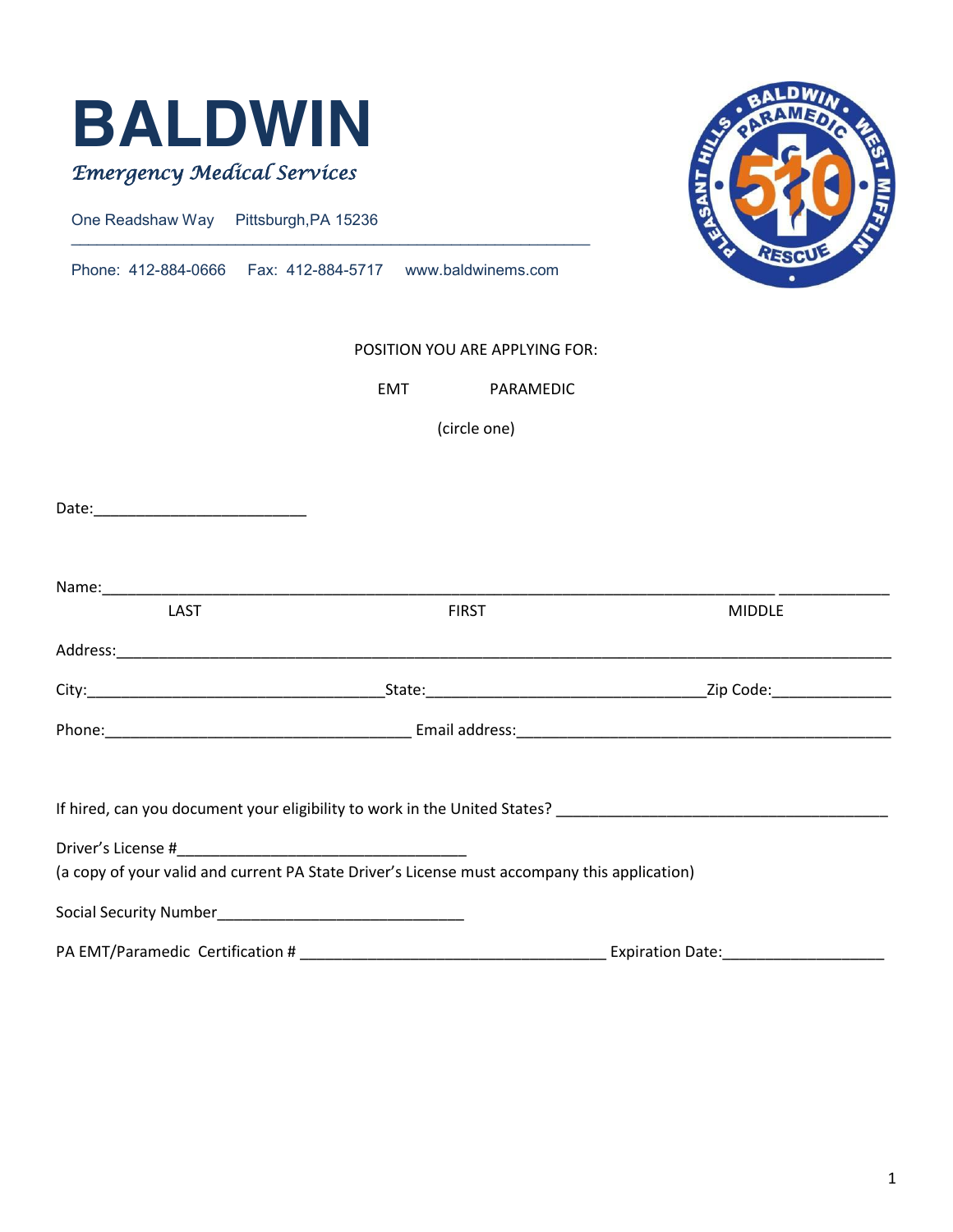# BALDWIN

*Emergency Medical Services*

One Readshaw Way Pittsburgh,PA 15236

Phone: 412-884-0666 Fax: 412-884-5717 www.baldwinems.com

POSITION YOU ARE APPLYING FOR:

EMT PARAMEDIC

(circle one)

Date:_________________________

Name:_______________________________________________________________________________ _____________

LAST FIRST MIDDLE

Address:_______________________________________________________________________________________

City:___________________________________State:__________________________________Zip Code:______________

Phone:______________________________________ Email address:______________________________________________

If hired, can you document your eligibility to work in the United States? _______________________________________

Driver's License #__________________________________

(a copy of your valid and current PA State Driver's License must accompany this application)

Social Security Number_____________________________

PA EMT/Paramedic Certification # ____________________________________ Expiration Date:___________________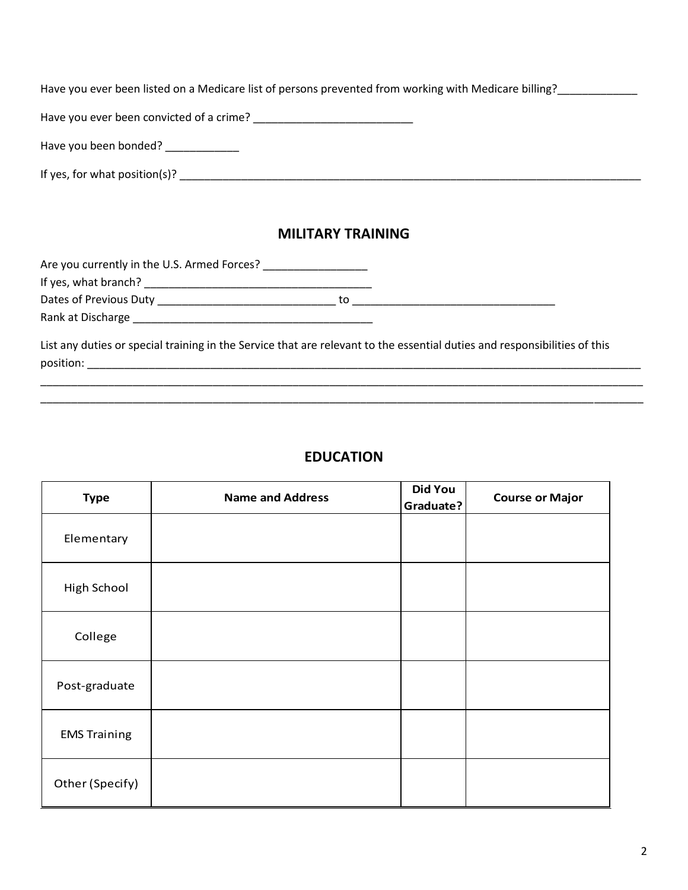Have you ever been listed on a Medicare list of persons prevented from working with Medicare billing?_____________

Have you ever been convicted of a crime? __________________________

Have you been bonded? ____________

If yes, for what position(s)? ______________________________________________________________________________

## MILITARY TRAINING

Are you currently in the U.S. Armed Forces? _________________
If yes, what branch? ______________________________________
Dates of Previous Duty _____________________________ to _________________________________
Rank at Discharge ________________________________________

List any duties or special training in the Service that are relevant to the essential duties and responsibilities of this position: ____________________________________________________________________________________________
____________________________________________________________________________________________________________
____________________________________________________________________________________________________________

## EDUCATION

| Type | Name and Address | Did You Graduate? | Course or Major |
|---|---|---|---|
| Elementary | | | |
| High School | | | |
| College | | | |
| Post-graduate | | | |
| EMS Training | | | |
| Other (Specify) | | | |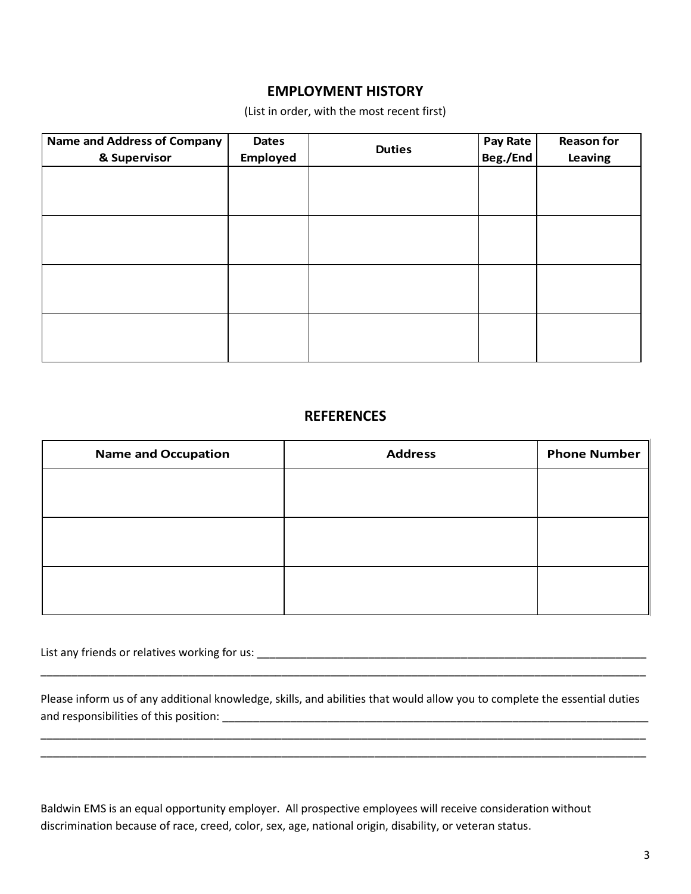## EMPLOYMENT HISTORY

(List in order, with the most recent first)

| Name and Address of Company & Supervisor | Dates Employed | Duties | Pay Rate Beg./End | Reason for Leaving |
|---|---|---|---|---|
| | | | | |
| | | | | |
| | | | | |
| | | | | |

## REFERENCES

| Name and Occupation | Address | Phone Number |
|---|---|---|
| | | |
| | | |
| | | |

List any friends or relatives working for us: ___________________________________________________________________
_____________________________________________________________________________________________________

Please inform us of any additional knowledge, skills, and abilities that would allow you to complete the essential duties and responsibilities of this position: ___________________________________________________________________________
_____________________________________________________________________________________________________
_____________________________________________________________________________________________________

Baldwin EMS is an equal opportunity employer. All prospective employees will receive consideration without discrimination because of race, creed, color, sex, age, national origin, disability, or veteran status.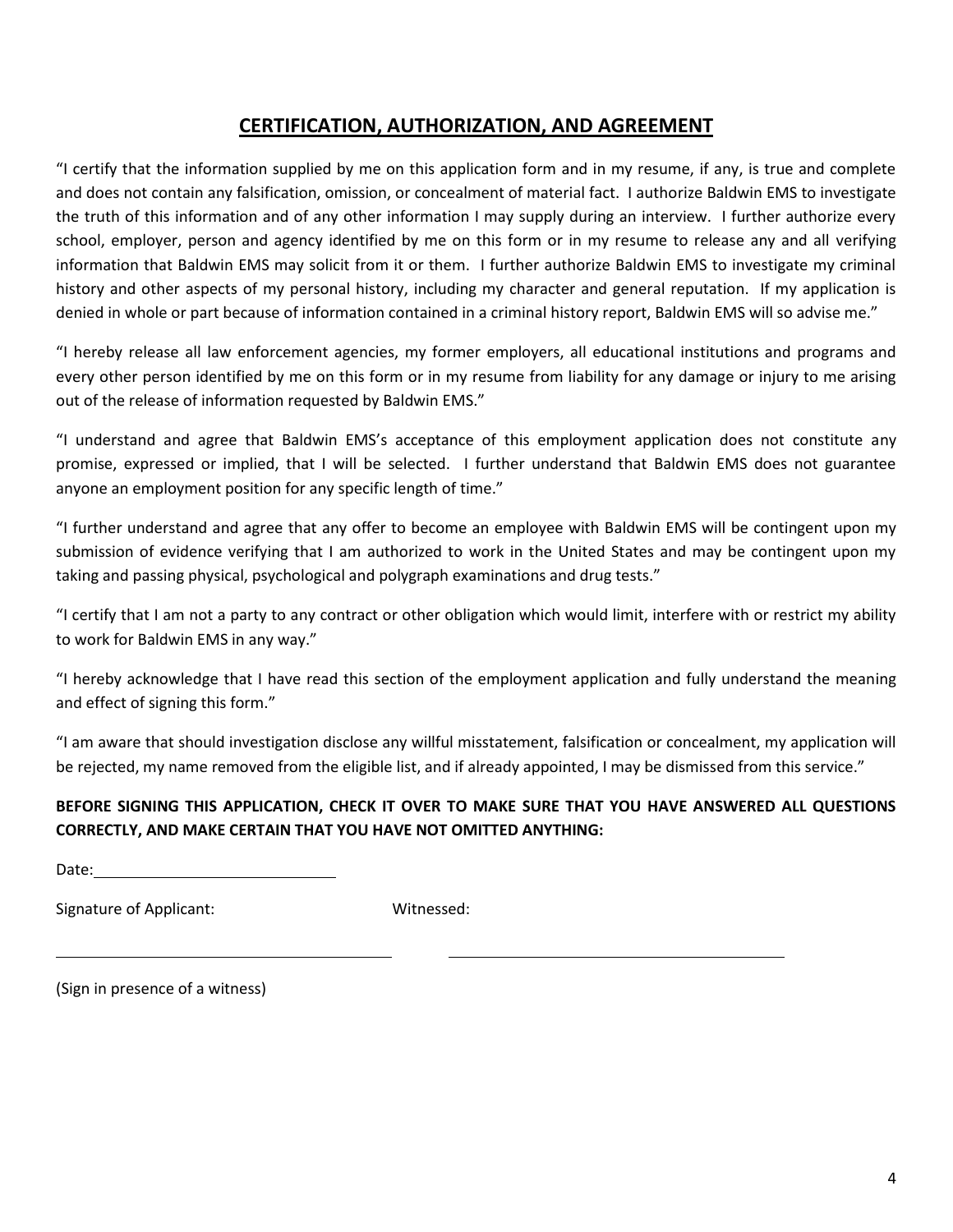## CERTIFICATION, AUTHORIZATION, AND AGREEMENT

"I certify that the information supplied by me on this application form and in my resume, if any, is true and complete and does not contain any falsification, omission, or concealment of material fact. I authorize Baldwin EMS to investigate the truth of this information and of any other information I may supply during an interview. I further authorize every school, employer, person and agency identified by me on this form or in my resume to release any and all verifying information that Baldwin EMS may solicit from it or them. I further authorize Baldwin EMS to investigate my criminal history and other aspects of my personal history, including my character and general reputation. If my application is denied in whole or part because of information contained in a criminal history report, Baldwin EMS will so advise me."

"I hereby release all law enforcement agencies, my former employers, all educational institutions and programs and every other person identified by me on this form or in my resume from liability for any damage or injury to me arising out of the release of information requested by Baldwin EMS."

"I understand and agree that Baldwin EMS's acceptance of this employment application does not constitute any promise, expressed or implied, that I will be selected. I further understand that Baldwin EMS does not guarantee anyone an employment position for any specific length of time."

"I further understand and agree that any offer to become an employee with Baldwin EMS will be contingent upon my submission of evidence verifying that I am authorized to work in the United States and may be contingent upon my taking and passing physical, psychological and polygraph examinations and drug tests."

"I certify that I am not a party to any contract or other obligation which would limit, interfere with or restrict my ability to work for Baldwin EMS in any way."

"I hereby acknowledge that I have read this section of the employment application and fully understand the meaning and effect of signing this form."

"I am aware that should investigation disclose any willful misstatement, falsification or concealment, my application will be rejected, my name removed from the eligible list, and if already appointed, I may be dismissed from this service."

**BEFORE SIGNING THIS APPLICATION, CHECK IT OVER TO MAKE SURE THAT YOU HAVE ANSWERED ALL QUESTIONS CORRECTLY, AND MAKE CERTAIN THAT YOU HAVE NOT OMITTED ANYTHING:**

Date:______________________________

Signature of Applicant: ______________________________ Witnessed: ______________________________

(Sign in presence of a witness)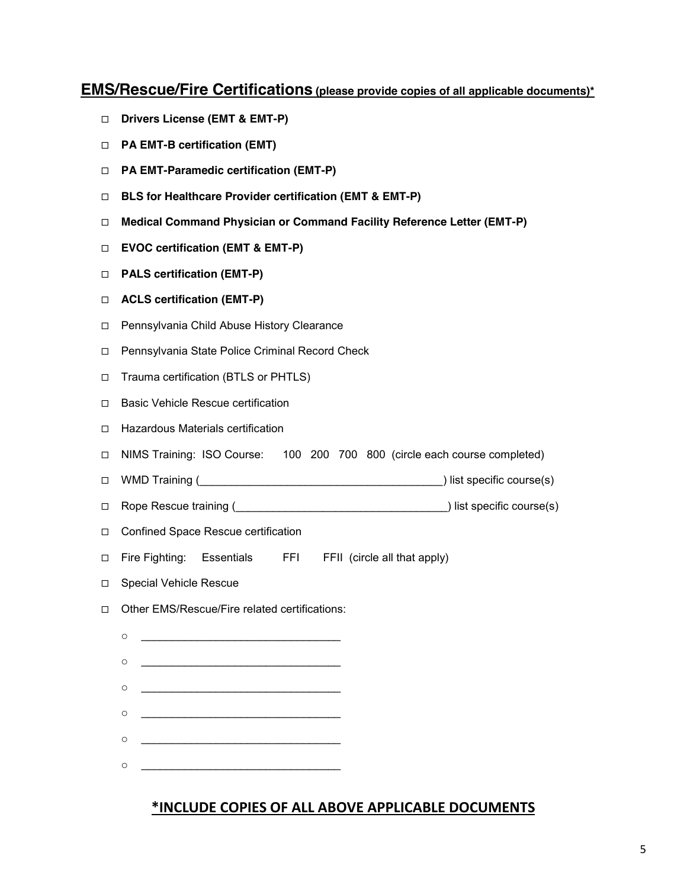## EMS/Rescue/Fire Certifications **(please provide copies of all applicable documents)***

- ☐ **Drivers License (EMT & EMT-P)**
- ☐ **PA EMT-B certification (EMT)**
- ☐ **PA EMT-Paramedic certification (EMT-P)**
- ☐ **BLS for Healthcare Provider certification (EMT & EMT-P)**
- ☐ **Medical Command Physician or Command Facility Reference Letter (EMT-P)**
- ☐ **EVOC certification (EMT & EMT-P)**
- ☐ **PALS certification (EMT-P)**
- ☐ **ACLS certification (EMT-P)**
- ☐ Pennsylvania Child Abuse History Clearance
- ☐ Pennsylvania State Police Criminal Record Check
- ☐ Trauma certification (BTLS or PHTLS)
- ☐ Basic Vehicle Rescue certification
- ☐ Hazardous Materials certification
- ☐ NIMS Training: ISO Course: 100 200 700 800 (circle each course completed)
- ☐ WMD Training (_______________________________________) list specific course(s)
- ☐ Rope Rescue training (_________________________________) list specific course(s)
- ☐ Confined Space Rescue certification
- ☐ Fire Fighting: Essentials FFI FFII (circle all that apply)
- ☐ Special Vehicle Rescue
- ☐ Other EMS/Rescue/Fire related certifications:
  - ________________________________
  - ________________________________
  - ________________________________
  - ________________________________
  - ________________________________
  - ________________________________

### ***INCLUDE COPIES OF ALL ABOVE APPLICABLE DOCUMENTS**